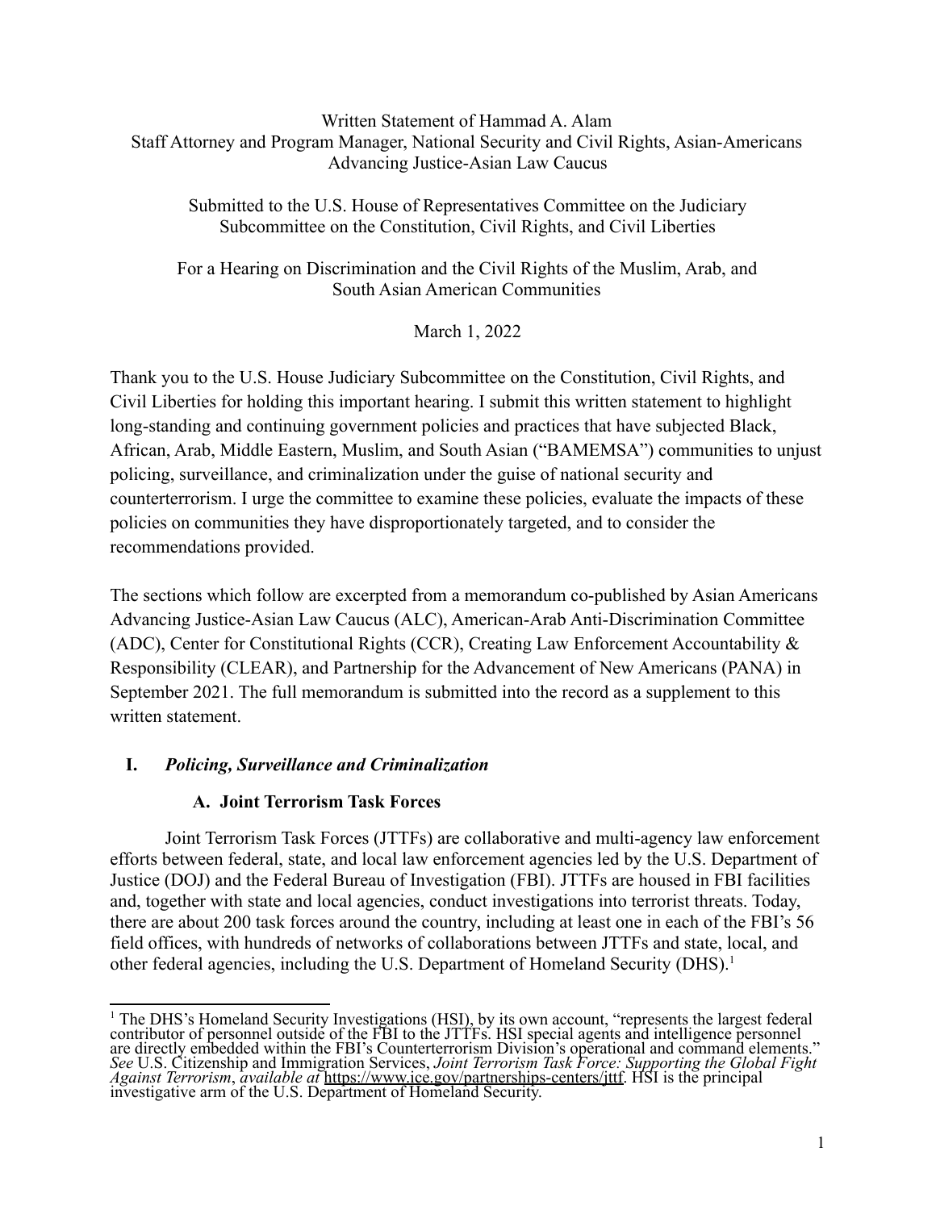Written Statement of Hammad A. Alam
Staff Attorney and Program Manager, National Security and Civil Rights, Asian-Americans Advancing Justice-Asian Law Caucus

Submitted to the U.S. House of Representatives Committee on the Judiciary
Subcommittee on the Constitution, Civil Rights, and Civil Liberties

For a Hearing on Discrimination and the Civil Rights of the Muslim, Arab, and South Asian American Communities

March 1, 2022

Thank you to the U.S. House Judiciary Subcommittee on the Constitution, Civil Rights, and Civil Liberties for holding this important hearing. I submit this written statement to highlight long-standing and continuing government policies and practices that have subjected Black, African, Arab, Middle Eastern, Muslim, and South Asian ("BAMEMSA") communities to unjust policing, surveillance, and criminalization under the guise of national security and counterterrorism. I urge the committee to examine these policies, evaluate the impacts of these policies on communities they have disproportionately targeted, and to consider the recommendations provided.

The sections which follow are excerpted from a memorandum co-published by Asian Americans Advancing Justice-Asian Law Caucus (ALC), American-Arab Anti-Discrimination Committee (ADC), Center for Constitutional Rights (CCR), Creating Law Enforcement Accountability & Responsibility (CLEAR), and Partnership for the Advancement of New Americans (PANA) in September 2021. The full memorandum is submitted into the record as a supplement to this written statement.

## I. *Policing, Surveillance and Criminalization*

### A. Joint Terrorism Task Forces

Joint Terrorism Task Forces (JTTFs) are collaborative and multi-agency law enforcement efforts between federal, state, and local law enforcement agencies led by the U.S. Department of Justice (DOJ) and the Federal Bureau of Investigation (FBI). JTTFs are housed in FBI facilities and, together with state and local agencies, conduct investigations into terrorist threats. Today, there are about 200 task forces around the country, including at least one in each of the FBI's 56 field offices, with hundreds of networks of collaborations between JTTFs and state, local, and other federal agencies, including the U.S. Department of Homeland Security (DHS).[1]

---

[1] The DHS's Homeland Security Investigations (HSI), by its own account, "represents the largest federal contributor of personnel outside of the FBI to the JTTFs. HSI special agents and intelligence personnel are directly embedded within the FBI's Counterterrorism Division's operational and command elements." *See* U.S. Citizenship and Immigration Services, *Joint Terrorism Task Force: Supporting the Global Fight Against Terrorism*, *available at* https://www.ice.gov/partnerships-centers/jttf. HSI is the principal investigative arm of the U.S. Department of Homeland Security.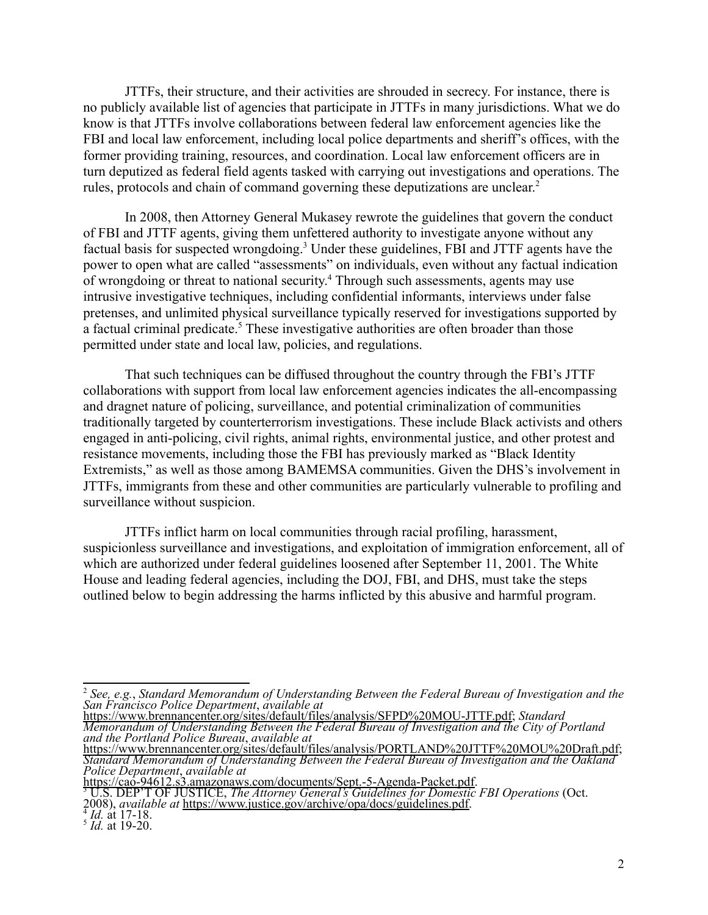JTTFs, their structure, and their activities are shrouded in secrecy. For instance, there is no publicly available list of agencies that participate in JTTFs in many jurisdictions. What we do know is that JTTFs involve collaborations between federal law enforcement agencies like the FBI and local law enforcement, including local police departments and sheriff's offices, with the former providing training, resources, and coordination. Local law enforcement officers are in turn deputized as federal field agents tasked with carrying out investigations and operations. The rules, protocols and chain of command governing these deputizations are unclear.[2]

In 2008, then Attorney General Mukasey rewrote the guidelines that govern the conduct of FBI and JTTF agents, giving them unfettered authority to investigate anyone without any factual basis for suspected wrongdoing.[3] Under these guidelines, FBI and JTTF agents have the power to open what are called "assessments" on individuals, even without any factual indication of wrongdoing or threat to national security.[4] Through such assessments, agents may use intrusive investigative techniques, including confidential informants, interviews under false pretenses, and unlimited physical surveillance typically reserved for investigations supported by a factual criminal predicate.[5] These investigative authorities are often broader than those permitted under state and local law, policies, and regulations.

That such techniques can be diffused throughout the country through the FBI's JTTF collaborations with support from local law enforcement agencies indicates the all-encompassing and dragnet nature of policing, surveillance, and potential criminalization of communities traditionally targeted by counterterrorism investigations. These include Black activists and others engaged in anti-policing, civil rights, animal rights, environmental justice, and other protest and resistance movements, including those the FBI has previously marked as "Black Identity Extremists," as well as those among BAMEMSA communities. Given the DHS's involvement in JTTFs, immigrants from these and other communities are particularly vulnerable to profiling and surveillance without suspicion.

JTTFs inflict harm on local communities through racial profiling, harassment, suspicionless surveillance and investigations, and exploitation of immigration enforcement, all of which are authorized under federal guidelines loosened after September 11, 2001. The White House and leading federal agencies, including the DOJ, FBI, and DHS, must take the steps outlined below to begin addressing the harms inflicted by this abusive and harmful program.

---

[2] *See, e.g.*, *Standard Memorandum of Understanding Between the Federal Bureau of Investigation and the San Francisco Police Department*, *available at* https://www.brennancenter.org/sites/default/files/analysis/SFPD%20MOU-JTTF.pdf; *Standard Memorandum of Understanding Between the Federal Bureau of Investigation and the City of Portland and the Portland Police Bureau*, *available at* https://www.brennancenter.org/sites/default/files/analysis/PORTLAND%20JTTF%20MOU%20Draft.pdf; *Standard Memorandum of Understanding Between the Federal Bureau of Investigation and the Oakland Police Department*, *available at* https://cao-94612.s3.amazonaws.com/documents/Sept.-5-Agenda-Packet.pdf.

[3] U.S. DEP'T OF JUSTICE, *The Attorney General's Guidelines for Domestic FBI Operations* (Oct. 2008), *available at* https://www.justice.gov/archive/opa/docs/guidelines.pdf.

[4] *Id.* at 17-18.

[5] *Id.* at 19-20.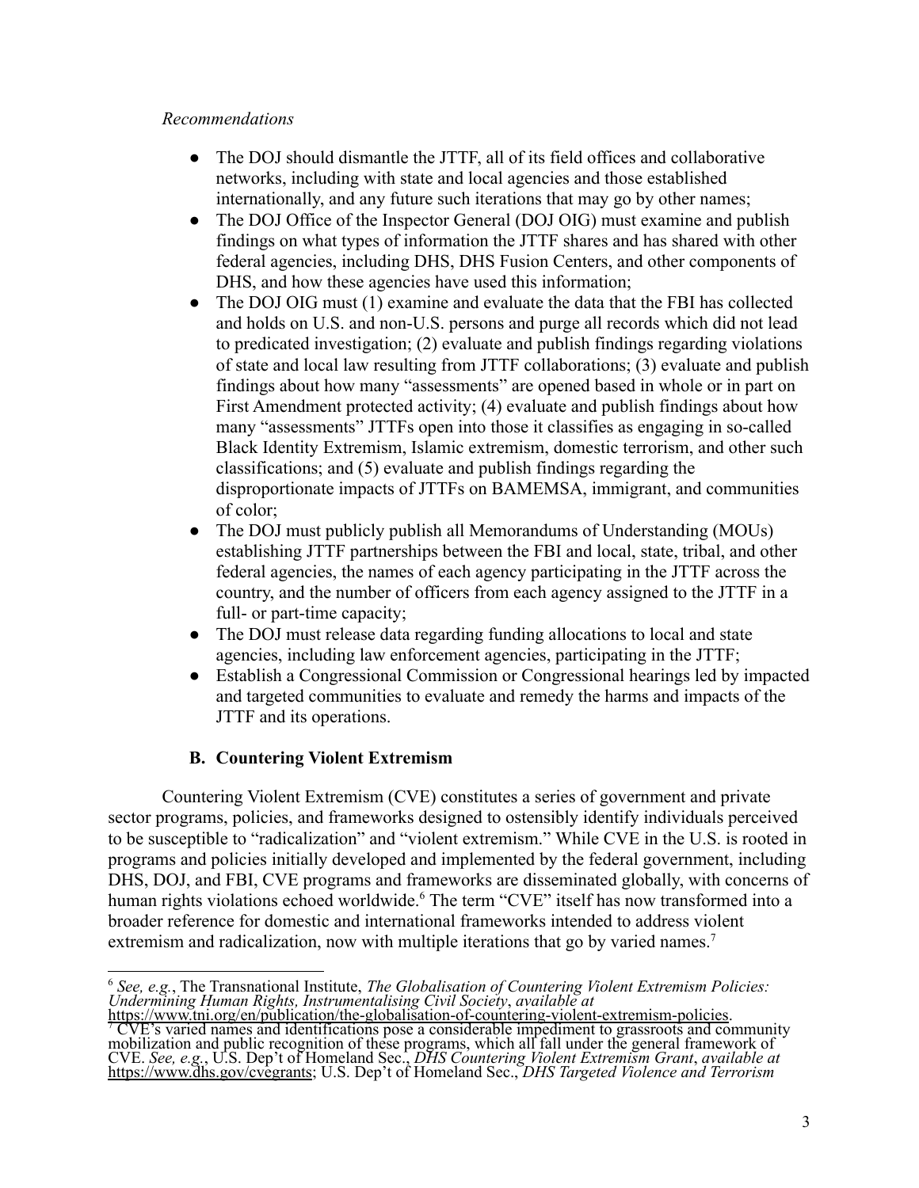*Recommendations*

- The DOJ should dismantle the JTTF, all of its field offices and collaborative networks, including with state and local agencies and those established internationally, and any future such iterations that may go by other names;
- The DOJ Office of the Inspector General (DOJ OIG) must examine and publish findings on what types of information the JTTF shares and has shared with other federal agencies, including DHS, DHS Fusion Centers, and other components of DHS, and how these agencies have used this information;
- The DOJ OIG must (1) examine and evaluate the data that the FBI has collected and holds on U.S. and non-U.S. persons and purge all records which did not lead to predicated investigation; (2) evaluate and publish findings regarding violations of state and local law resulting from JTTF collaborations; (3) evaluate and publish findings about how many "assessments" are opened based in whole or in part on First Amendment protected activity; (4) evaluate and publish findings about how many "assessments" JTTFs open into those it classifies as engaging in so-called Black Identity Extremism, Islamic extremism, domestic terrorism, and other such classifications; and (5) evaluate and publish findings regarding the disproportionate impacts of JTTFs on BAMEMSA, immigrant, and communities of color;
- The DOJ must publicly publish all Memorandums of Understanding (MOUs) establishing JTTF partnerships between the FBI and local, state, tribal, and other federal agencies, the names of each agency participating in the JTTF across the country, and the number of officers from each agency assigned to the JTTF in a full- or part-time capacity;
- The DOJ must release data regarding funding allocations to local and state agencies, including law enforcement agencies, participating in the JTTF;
- Establish a Congressional Commission or Congressional hearings led by impacted and targeted communities to evaluate and remedy the harms and impacts of the JTTF and its operations.

### B. Countering Violent Extremism

Countering Violent Extremism (CVE) constitutes a series of government and private sector programs, policies, and frameworks designed to ostensibly identify individuals perceived to be susceptible to "radicalization" and "violent extremism." While CVE in the U.S. is rooted in programs and policies initially developed and implemented by the federal government, including DHS, DOJ, and FBI, CVE programs and frameworks are disseminated globally, with concerns of human rights violations echoed worldwide.[6] The term "CVE" itself has now transformed into a broader reference for domestic and international frameworks intended to address violent extremism and radicalization, now with multiple iterations that go by varied names.[7]

---

[6] *See, e.g.*, The Transnational Institute, *The Globalisation of Countering Violent Extremism Policies: Undermining Human Rights, Instrumentalising Civil Society*, *available at* https://www.tni.org/en/publication/the-globalisation-of-countering-violent-extremism-policies.

[7] CVE's varied names and identifications pose a considerable impediment to grassroots and community mobilization and public recognition of these programs, which all fall under the general framework of CVE. *See, e.g.*, U.S. Dep't of Homeland Sec., *DHS Countering Violent Extremism Grant*, *available at* https://www.dhs.gov/cvegrants; U.S. Dep't of Homeland Sec., *DHS Targeted Violence and Terrorism*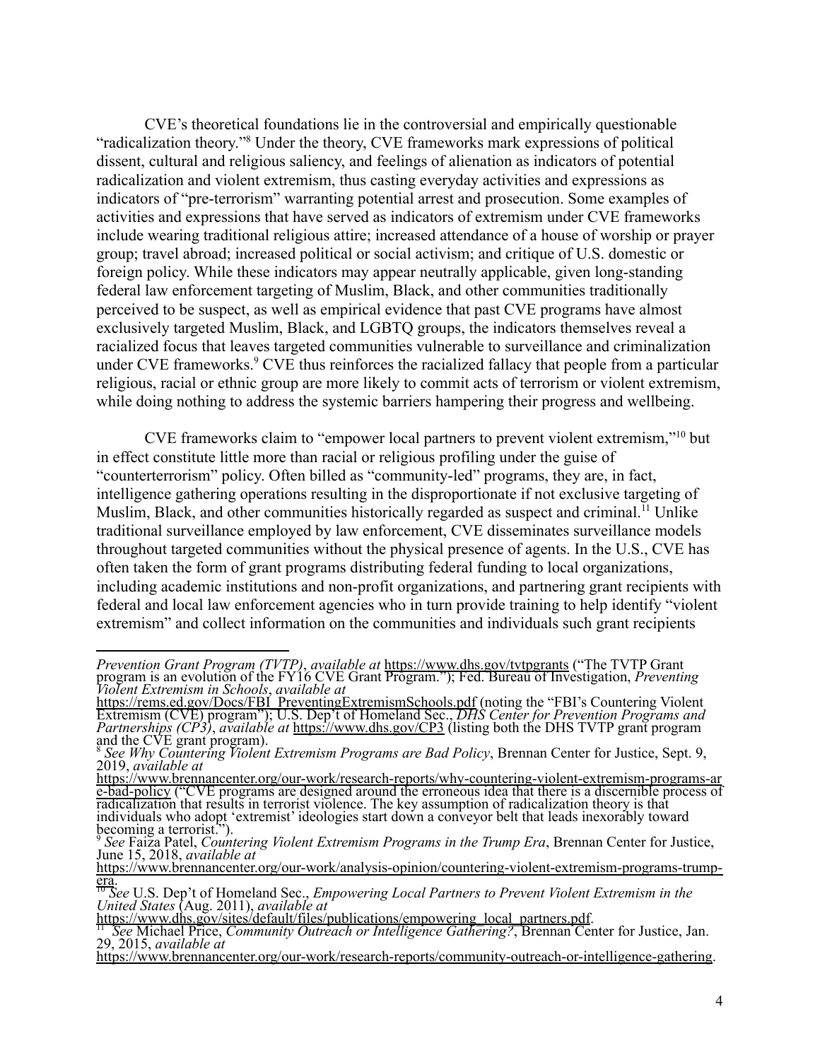CVE's theoretical foundations lie in the controversial and empirically questionable "radicalization theory."[8] Under the theory, CVE frameworks mark expressions of political dissent, cultural and religious saliency, and feelings of alienation as indicators of potential radicalization and violent extremism, thus casting everyday activities and expressions as indicators of "pre-terrorism" warranting potential arrest and prosecution. Some examples of activities and expressions that have served as indicators of extremism under CVE frameworks include wearing traditional religious attire; increased attendance of a house of worship or prayer group; travel abroad; increased political or social activism; and critique of U.S. domestic or foreign policy. While these indicators may appear neutrally applicable, given long-standing federal law enforcement targeting of Muslim, Black, and other communities traditionally perceived to be suspect, as well as empirical evidence that past CVE programs have almost exclusively targeted Muslim, Black, and LGBTQ groups, the indicators themselves reveal a racialized focus that leaves targeted communities vulnerable to surveillance and criminalization under CVE frameworks.[9] CVE thus reinforces the racialized fallacy that people from a particular religious, racial or ethnic group are more likely to commit acts of terrorism or violent extremism, while doing nothing to address the systemic barriers hampering their progress and wellbeing.

CVE frameworks claim to "empower local partners to prevent violent extremism,"[10] but in effect constitute little more than racial or religious profiling under the guise of "counterterrorism" policy. Often billed as "community-led" programs, they are, in fact, intelligence gathering operations resulting in the disproportionate if not exclusive targeting of Muslim, Black, and other communities historically regarded as suspect and criminal.[11] Unlike traditional surveillance employed by law enforcement, CVE disseminates surveillance models throughout targeted communities without the physical presence of agents. In the U.S., CVE has often taken the form of grant programs distributing federal funding to local organizations, including academic institutions and non-profit organizations, and partnering grant recipients with federal and local law enforcement agencies who in turn provide training to help identify "violent extremism" and collect information on the communities and individuals such grant recipients

---

*Prevention Grant Program (TVTP)*, *available at* https://www.dhs.gov/tvtpgrants ("The TVTP Grant program is an evolution of the FY16 CVE Grant Program."); Fed. Bureau of Investigation, *Preventing Violent Extremism in Schools*, *available at* https://rems.ed.gov/Docs/FBI_PreventingExtremismSchools.pdf (noting the "FBI's Countering Violent Extremism (CVE) program"); U.S. Dep't of Homeland Sec., *DHS Center for Prevention Programs and Partnerships (CP3)*, *available at* https://www.dhs.gov/CP3 (listing both the DHS TVTP grant program and the CVE grant program).

[8] *See Why Countering Violent Extremism Programs are Bad Policy*, Brennan Center for Justice, Sept. 9, 2019, *available at* https://www.brennancenter.org/our-work/research-reports/why-countering-violent-extremism-programs-are-bad-policy ("CVE programs are designed around the erroneous idea that there is a discernible process of radicalization that results in terrorist violence. The key assumption of radicalization theory is that individuals who adopt 'extremist' ideologies start down a conveyor belt that leads inexorably toward becoming a terrorist.").

[9] *See* Faiza Patel, *Countering Violent Extremism Programs in the Trump Era*, Brennan Center for Justice, June 15, 2018, *available at* https://www.brennancenter.org/our-work/analysis-opinion/countering-violent-extremism-programs-trump-era.

[10] *See* U.S. Dep't of Homeland Sec., *Empowering Local Partners to Prevent Violent Extremism in the United States* (Aug. 2011), *available at* https://www.dhs.gov/sites/default/files/publications/empowering_local_partners.pdf.

[11] *See* Michael Price, *Community Outreach or Intelligence Gathering?*, Brennan Center for Justice, Jan. 29, 2015, *available at* https://www.brennancenter.org/our-work/research-reports/community-outreach-or-intelligence-gathering.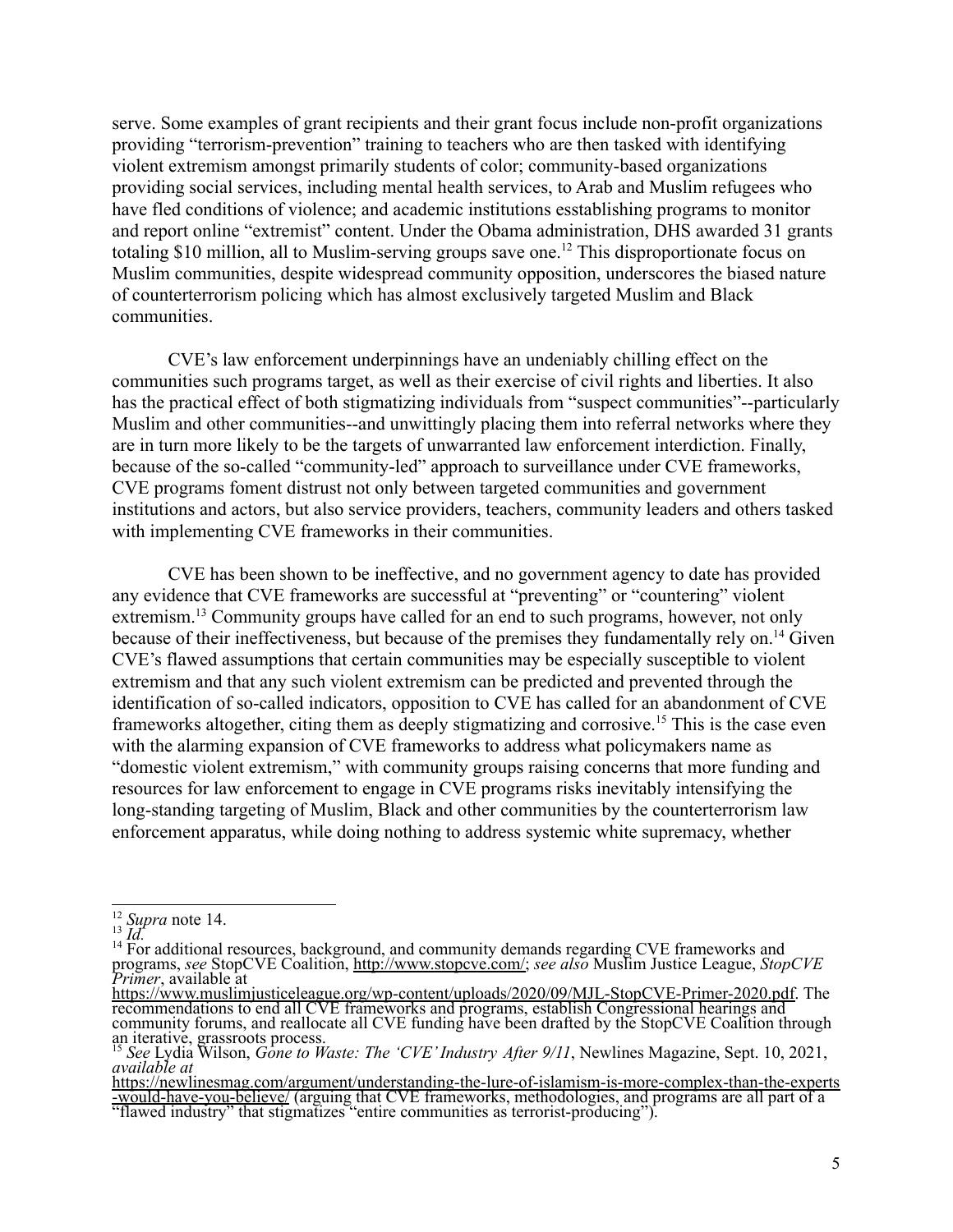serve. Some examples of grant recipients and their grant focus include non-profit organizations providing "terrorism-prevention" training to teachers who are then tasked with identifying violent extremism amongst primarily students of color; community-based organizations providing social services, including mental health services, to Arab and Muslim refugees who have fled conditions of violence; and academic institutions esstablishing programs to monitor and report online "extremist" content. Under the Obama administration, DHS awarded 31 grants totaling $10 million, all to Muslim-serving groups save one.[12] This disproportionate focus on Muslim communities, despite widespread community opposition, underscores the biased nature of counterterrorism policing which has almost exclusively targeted Muslim and Black communities.

CVE's law enforcement underpinnings have an undeniably chilling effect on the communities such programs target, as well as their exercise of civil rights and liberties. It also has the practical effect of both stigmatizing individuals from "suspect communities"--particularly Muslim and other communities--and unwittingly placing them into referral networks where they are in turn more likely to be the targets of unwarranted law enforcement interdiction. Finally, because of the so-called "community-led" approach to surveillance under CVE frameworks, CVE programs foment distrust not only between targeted communities and government institutions and actors, but also service providers, teachers, community leaders and others tasked with implementing CVE frameworks in their communities.

CVE has been shown to be ineffective, and no government agency to date has provided any evidence that CVE frameworks are successful at "preventing" or "countering" violent extremism.[13] Community groups have called for an end to such programs, however, not only because of their ineffectiveness, but because of the premises they fundamentally rely on.[14] Given CVE's flawed assumptions that certain communities may be especially susceptible to violent extremism and that any such violent extremism can be predicted and prevented through the identification of so-called indicators, opposition to CVE has called for an abandonment of CVE frameworks altogether, citing them as deeply stigmatizing and corrosive.[15] This is the case even with the alarming expansion of CVE frameworks to address what policymakers name as "domestic violent extremism," with community groups raising concerns that more funding and resources for law enforcement to engage in CVE programs risks inevitably intensifying the long-standing targeting of Muslim, Black and other communities by the counterterrorism law enforcement apparatus, while doing nothing to address systemic white supremacy, whether

---

[12] *Supra* note 14.

[13] *Id.*

[14] For additional resources, background, and community demands regarding CVE frameworks and programs, *see* StopCVE Coalition, http://www.stopcve.com/; *see also* Muslim Justice League, *StopCVE Primer*, available at https://www.muslimjusticeleague.org/wp-content/uploads/2020/09/MJL-StopCVE-Primer-2020.pdf. The recommendations to end all CVE frameworks and programs, establish Congressional hearings and community forums, and reallocate all CVE funding have been drafted by the StopCVE Coalition through an iterative, grassroots process.

[15] *See* Lydia Wilson, *Gone to Waste: The 'CVE' Industry After 9/11*, Newlines Magazine, Sept. 10, 2021, *available at* https://newlinesmag.com/argument/understanding-the-lure-of-islamism-is-more-complex-than-the-experts-would-have-you-believe/ (arguing that CVE frameworks, methodologies, and programs are all part of a "flawed industry" that stigmatizes "entire communities as terrorist-producing").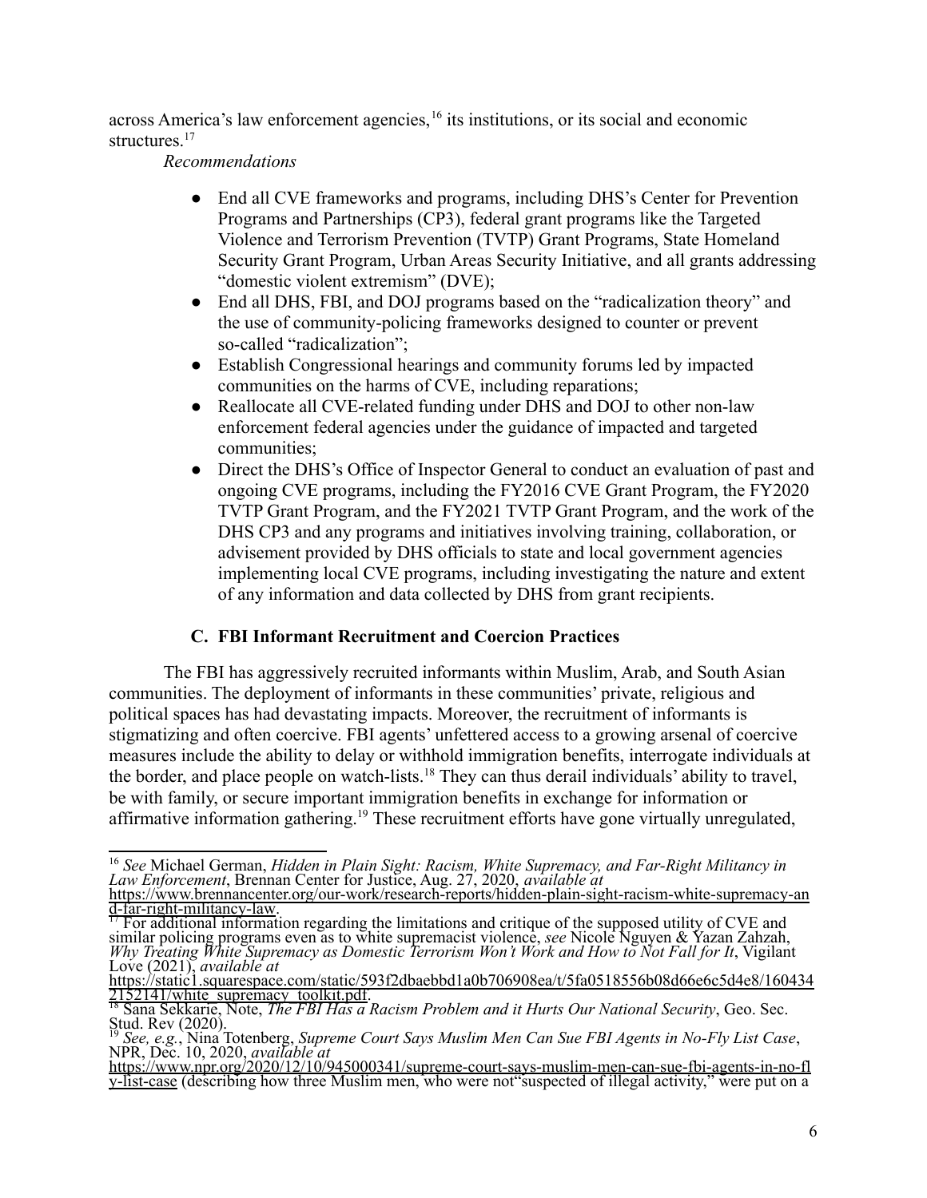across America's law enforcement agencies,[16] its institutions, or its social and economic structures.[17]

*Recommendations*

- End all CVE frameworks and programs, including DHS's Center for Prevention Programs and Partnerships (CP3), federal grant programs like the Targeted Violence and Terrorism Prevention (TVTP) Grant Programs, State Homeland Security Grant Program, Urban Areas Security Initiative, and all grants addressing "domestic violent extremism" (DVE);
- End all DHS, FBI, and DOJ programs based on the "radicalization theory" and the use of community-policing frameworks designed to counter or prevent so-called "radicalization";
- Establish Congressional hearings and community forums led by impacted communities on the harms of CVE, including reparations;
- Reallocate all CVE-related funding under DHS and DOJ to other non-law enforcement federal agencies under the guidance of impacted and targeted communities;
- Direct the DHS's Office of Inspector General to conduct an evaluation of past and ongoing CVE programs, including the FY2016 CVE Grant Program, the FY2020 TVTP Grant Program, and the FY2021 TVTP Grant Program, and the work of the DHS CP3 and any programs and initiatives involving training, collaboration, or advisement provided by DHS officials to state and local government agencies implementing local CVE programs, including investigating the nature and extent of any information and data collected by DHS from grant recipients.

### C. FBI Informant Recruitment and Coercion Practices

The FBI has aggressively recruited informants within Muslim, Arab, and South Asian communities. The deployment of informants in these communities' private, religious and political spaces has had devastating impacts. Moreover, the recruitment of informants is stigmatizing and often coercive. FBI agents' unfettered access to a growing arsenal of coercive measures include the ability to delay or withhold immigration benefits, interrogate individuals at the border, and place people on watch-lists.[18] They can thus derail individuals' ability to travel, be with family, or secure important immigration benefits in exchange for information or affirmative information gathering.[19] These recruitment efforts have gone virtually unregulated,

---

[16] *See* Michael German, *Hidden in Plain Sight: Racism, White Supremacy, and Far-Right Militancy in Law Enforcement*, Brennan Center for Justice, Aug. 27, 2020, *available at* https://www.brennancenter.org/our-work/research-reports/hidden-plain-sight-racism-white-supremacy-and-far-right-militancy-law.

[17] For additional information regarding the limitations and critique of the supposed utility of CVE and similar policing programs even as to white supremacist violence, *see* Nicole Nguyen & Yazan Zahzah, *Why Treating White Supremacy as Domestic Terrorism Won't Work and How to Not Fall for It*, Vigilant Love (2021), *available at* https://static1.squarespace.com/static/593f2dbaebbd1a0b706908ea/t/5fa0518556b08d66e6c5d4e8/1604342152141/white_supremacy_toolkit.pdf.

[18] Sana Sekkarie, Note, *The FBI Has a Racism Problem and it Hurts Our National Security*, Geo. Sec. Stud. Rev (2020).

[19] *See, e.g.*, Nina Totenberg, *Supreme Court Says Muslim Men Can Sue FBI Agents in No-Fly List Case*, NPR, Dec. 10, 2020, *available at* https://www.npr.org/2020/12/10/945000341/supreme-court-says-muslim-men-can-sue-fbi-agents-in-no-fly-list-case (describing how three Muslim men, who were not "suspected of illegal activity," were put on a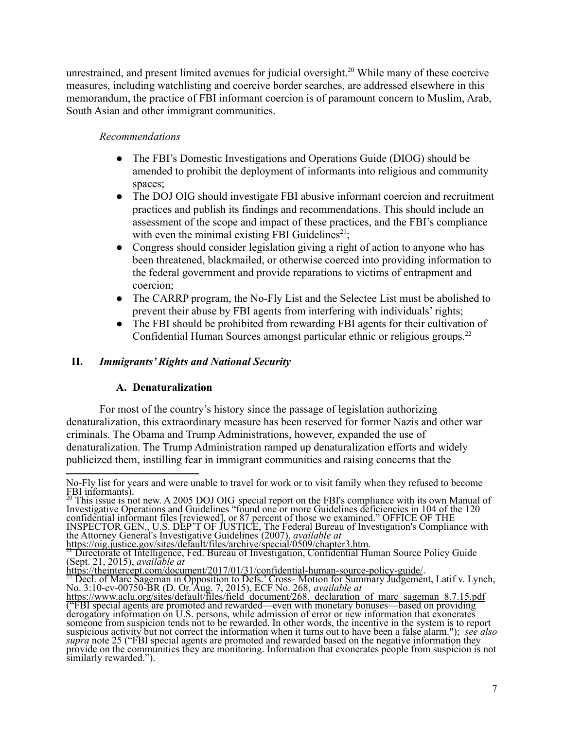unrestrained, and present limited avenues for judicial oversight.[20] While many of these coercive measures, including watchlisting and coercive border searches, are addressed elsewhere in this memorandum, the practice of FBI informant coercion is of paramount concern to Muslim, Arab, South Asian and other immigrant communities.

*Recommendations*

- The FBI's Domestic Investigations and Operations Guide (DIOG) should be amended to prohibit the deployment of informants into religious and community spaces;
- The DOJ OIG should investigate FBI abusive informant coercion and recruitment practices and publish its findings and recommendations. This should include an assessment of the scope and impact of these practices, and the FBI's compliance with even the minimal existing FBI Guidelines[21];
- Congress should consider legislation giving a right of action to anyone who has been threatened, blackmailed, or otherwise coerced into providing information to the federal government and provide reparations to victims of entrapment and coercion;
- The CARRP program, the No-Fly List and the Selectee List must be abolished to prevent their abuse by FBI agents from interfering with individuals' rights;
- The FBI should be prohibited from rewarding FBI agents for their cultivation of Confidential Human Sources amongst particular ethnic or religious groups.[22]

## II. *Immigrants' Rights and National Security*

### A. Denaturalization

For most of the country's history since the passage of legislation authorizing denaturalization, this extraordinary measure has been reserved for former Nazis and other war criminals. The Obama and Trump Administrations, however, expanded the use of denaturalization. The Trump Administration ramped up denaturalization efforts and widely publicized them, instilling fear in immigrant communities and raising concerns that the

---

No-Fly list for years and were unable to travel for work or to visit family when they refused to become FBI informants).

[20] This issue is not new. A 2005 DOJ OIG special report on the FBI's compliance with its own Manual of Investigative Operations and Guidelines "found one or more Guidelines deficiencies in 104 of the 120 confidential informant files [reviewed], or 87 percent of those we examined." OFFICE OF THE INSPECTOR GEN., U.S. DEP'T OF JUSTICE, The Federal Bureau of Investigation's Compliance with the Attorney General's Investigative Guidelines (2007), *available at* https://oig.justice.gov/sites/default/files/archive/special/0509/chapter3.htm.

[21] Directorate of Intelligence, Fed. Bureau of Investigation, Confidential Human Source Policy Guide (Sept. 21, 2015), *available at* https://theintercept.com/document/2017/01/31/confidential-human-source-policy-guide/.

[22] Decl. of Marc Sageman in Opposition to Defs.' Cross- Motion for Summary Judgement, Latif v. Lynch, No. 3:10-cv-00750-BR (D. Or. Aug. 7, 2015), ECF No. 268, *available at* https://www.aclu.org/sites/default/files/field_document/268._declaration_of_marc_sageman_8.7.15.pdf ("FBI special agents are promoted and rewarded—even with monetary bonuses—based on providing derogatory information on U.S. persons, while admission of error or new information that exonerates someone from suspicion tends not to be rewarded. In other words, the incentive in the system is to report suspicious activity but not correct the information when it turns out to have been a false alarm."); *see also supra* note 25 ("FBI special agents are promoted and rewarded based on the negative information they provide on the communities they are monitoring. Information that exonerates people from suspicion is not similarly rewarded.").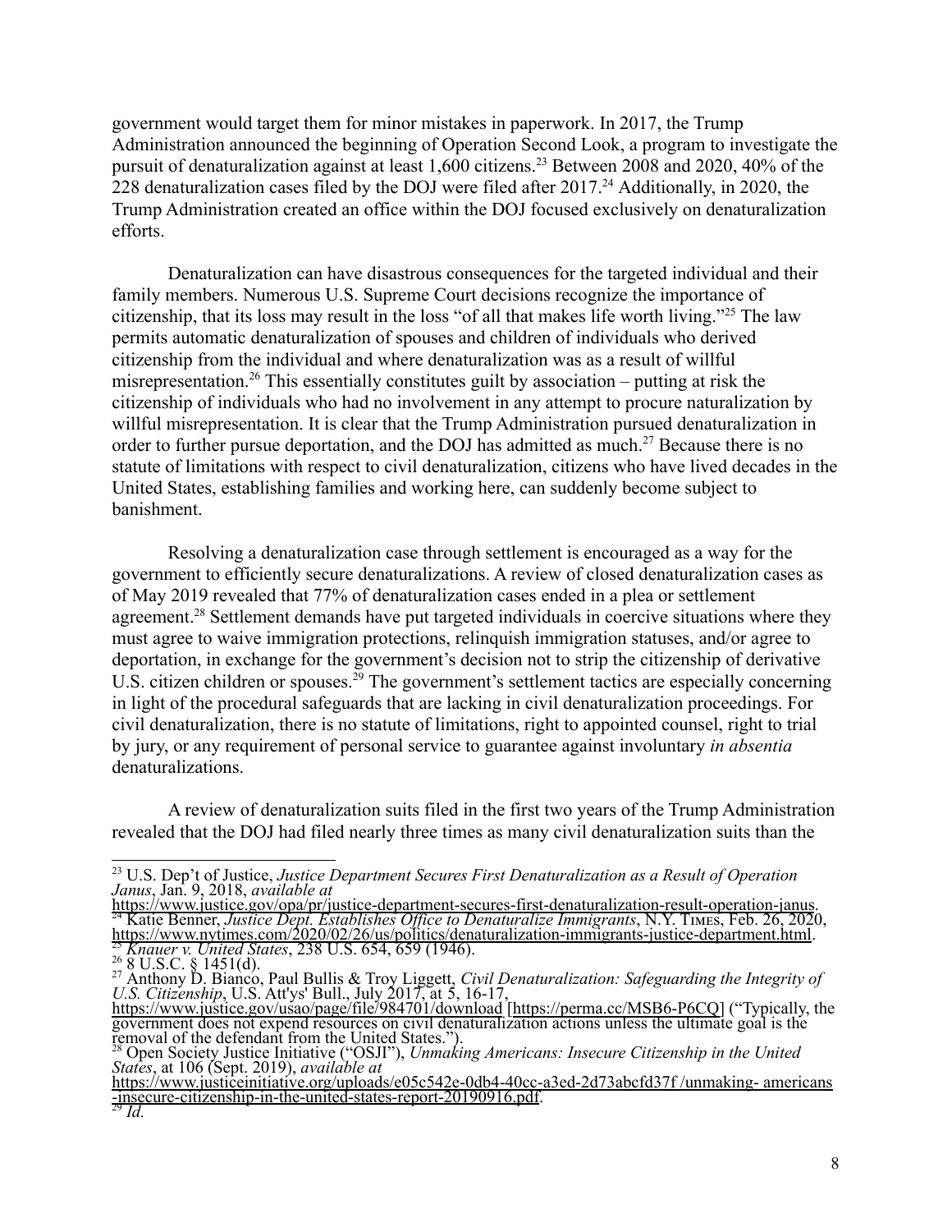government would target them for minor mistakes in paperwork. In 2017, the Trump Administration announced the beginning of Operation Second Look, a program to investigate the pursuit of denaturalization against at least 1,600 citizens.[23] Between 2008 and 2020, 40% of the 228 denaturalization cases filed by the DOJ were filed after 2017.[24] Additionally, in 2020, the Trump Administration created an office within the DOJ focused exclusively on denaturalization efforts.

Denaturalization can have disastrous consequences for the targeted individual and their family members. Numerous U.S. Supreme Court decisions recognize the importance of citizenship, that its loss may result in the loss "of all that makes life worth living."[25] The law permits automatic denaturalization of spouses and children of individuals who derived citizenship from the individual and where denaturalization was as a result of willful misrepresentation.[26] This essentially constitutes guilt by association – putting at risk the citizenship of individuals who had no involvement in any attempt to procure naturalization by willful misrepresentation. It is clear that the Trump Administration pursued denaturalization in order to further pursue deportation, and the DOJ has admitted as much.[27] Because there is no statute of limitations with respect to civil denaturalization, citizens who have lived decades in the United States, establishing families and working here, can suddenly become subject to banishment.

Resolving a denaturalization case through settlement is encouraged as a way for the government to efficiently secure denaturalizations. A review of closed denaturalization cases as of May 2019 revealed that 77% of denaturalization cases ended in a plea or settlement agreement.[28] Settlement demands have put targeted individuals in coercive situations where they must agree to waive immigration protections, relinquish immigration statuses, and/or agree to deportation, in exchange for the government's decision not to strip the citizenship of derivative U.S. citizen children or spouses.[29] The government's settlement tactics are especially concerning in light of the procedural safeguards that are lacking in civil denaturalization proceedings. For civil denaturalization, there is no statute of limitations, right to appointed counsel, right to trial by jury, or any requirement of personal service to guarantee against involuntary *in absentia* denaturalizations.

A review of denaturalization suits filed in the first two years of the Trump Administration revealed that the DOJ had filed nearly three times as many civil denaturalization suits than the

---

[23] U.S. Dep't of Justice, *Justice Department Secures First Denaturalization as a Result of Operation Janus*, Jan. 9, 2018, *available at* https://www.justice.gov/opa/pr/justice-department-secures-first-denaturalization-result-operation-janus.

[24] Katie Benner, *Justice Dept. Establishes Office to Denaturalize Immigrants*, N.Y. Times, Feb. 26, 2020, https://www.nytimes.com/2020/02/26/us/politics/denaturalization-immigrants-justice-department.html.

[25] *Knauer v. United States*, 238 U.S. 654, 659 (1946).

[26] 8 U.S.C. § 1451(d).

[27] Anthony D. Bianco, Paul Bullis & Troy Liggett, *Civil Denaturalization: Safeguarding the Integrity of U.S. Citizenship*, U.S. Att'ys' Bull., July 2017, at 5, 16-17, https://www.justice.gov/usao/page/file/984701/download [https://perma.cc/MSB6-P6CQ] ("Typically, the government does not expend resources on civil denaturalization actions unless the ultimate goal is the removal of the defendant from the United States.").

[28] Open Society Justice Initiative ("OSJI"), *Unmaking Americans: Insecure Citizenship in the United States*, at 106 (Sept. 2019), *available at* https://www.justiceinitiative.org/uploads/e05c542e-0db4-40cc-a3ed-2d73abcfd37f /unmaking- americans -insecure-citizenship-in-the-united-states-report-20190916.pdf.

[29] *Id.*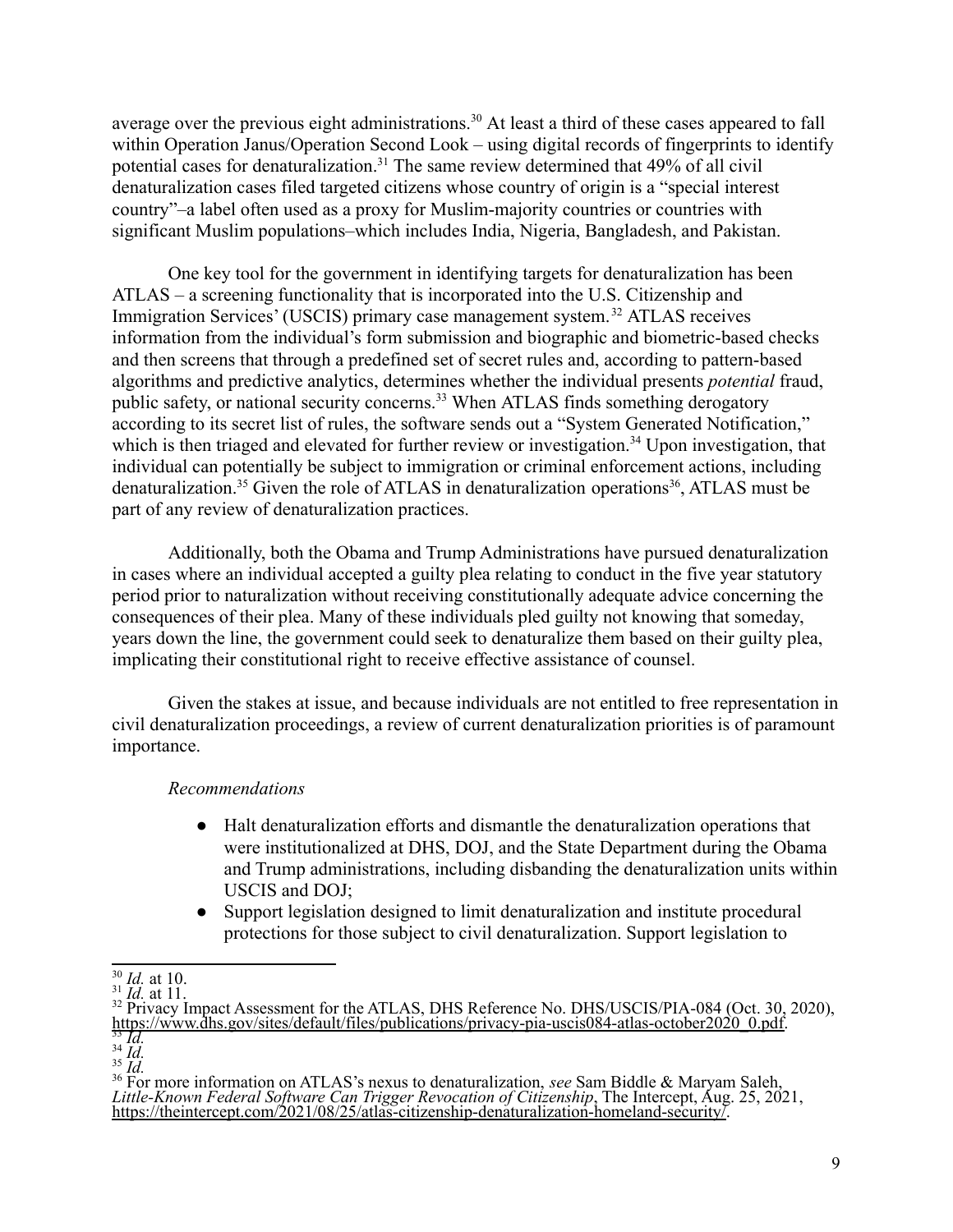average over the previous eight administrations.[30] At least a third of these cases appeared to fall within Operation Janus/Operation Second Look – using digital records of fingerprints to identify potential cases for denaturalization.[31] The same review determined that 49% of all civil denaturalization cases filed targeted citizens whose country of origin is a "special interest country"–a label often used as a proxy for Muslim-majority countries or countries with significant Muslim populations–which includes India, Nigeria, Bangladesh, and Pakistan.

One key tool for the government in identifying targets for denaturalization has been ATLAS – a screening functionality that is incorporated into the U.S. Citizenship and Immigration Services' (USCIS) primary case management system.[32] ATLAS receives information from the individual's form submission and biographic and biometric-based checks and then screens that through a predefined set of secret rules and, according to pattern-based algorithms and predictive analytics, determines whether the individual presents *potential* fraud, public safety, or national security concerns.[33] When ATLAS finds something derogatory according to its secret list of rules, the software sends out a "System Generated Notification," which is then triaged and elevated for further review or investigation.[34] Upon investigation, that individual can potentially be subject to immigration or criminal enforcement actions, including denaturalization.[35] Given the role of ATLAS in denaturalization operations[36], ATLAS must be part of any review of denaturalization practices.

Additionally, both the Obama and Trump Administrations have pursued denaturalization in cases where an individual accepted a guilty plea relating to conduct in the five year statutory period prior to naturalization without receiving constitutionally adequate advice concerning the consequences of their plea. Many of these individuals pled guilty not knowing that someday, years down the line, the government could seek to denaturalize them based on their guilty plea, implicating their constitutional right to receive effective assistance of counsel.

Given the stakes at issue, and because individuals are not entitled to free representation in civil denaturalization proceedings, a review of current denaturalization priorities is of paramount importance.

*Recommendations*

- Halt denaturalization efforts and dismantle the denaturalization operations that were institutionalized at DHS, DOJ, and the State Department during the Obama and Trump administrations, including disbanding the denaturalization units within USCIS and DOJ;
- Support legislation designed to limit denaturalization and institute procedural protections for those subject to civil denaturalization. Support legislation to

---

[30] *Id.* at 10.
[31] *Id.* at 11.
[32] Privacy Impact Assessment for the ATLAS, DHS Reference No. DHS/USCIS/PIA-084 (Oct. 30, 2020), https://www.dhs.gov/sites/default/files/publications/privacy-pia-uscis084-atlas-october2020_0.pdf.
[33] *Id.*
[34] *Id.*
[35] *Id.*
[36] For more information on ATLAS's nexus to denaturalization, *see* Sam Biddle & Maryam Saleh, *Little-Known Federal Software Can Trigger Revocation of Citizenship*, The Intercept, Aug. 25, 2021, https://theintercept.com/2021/08/25/atlas-citizenship-denaturalization-homeland-security/.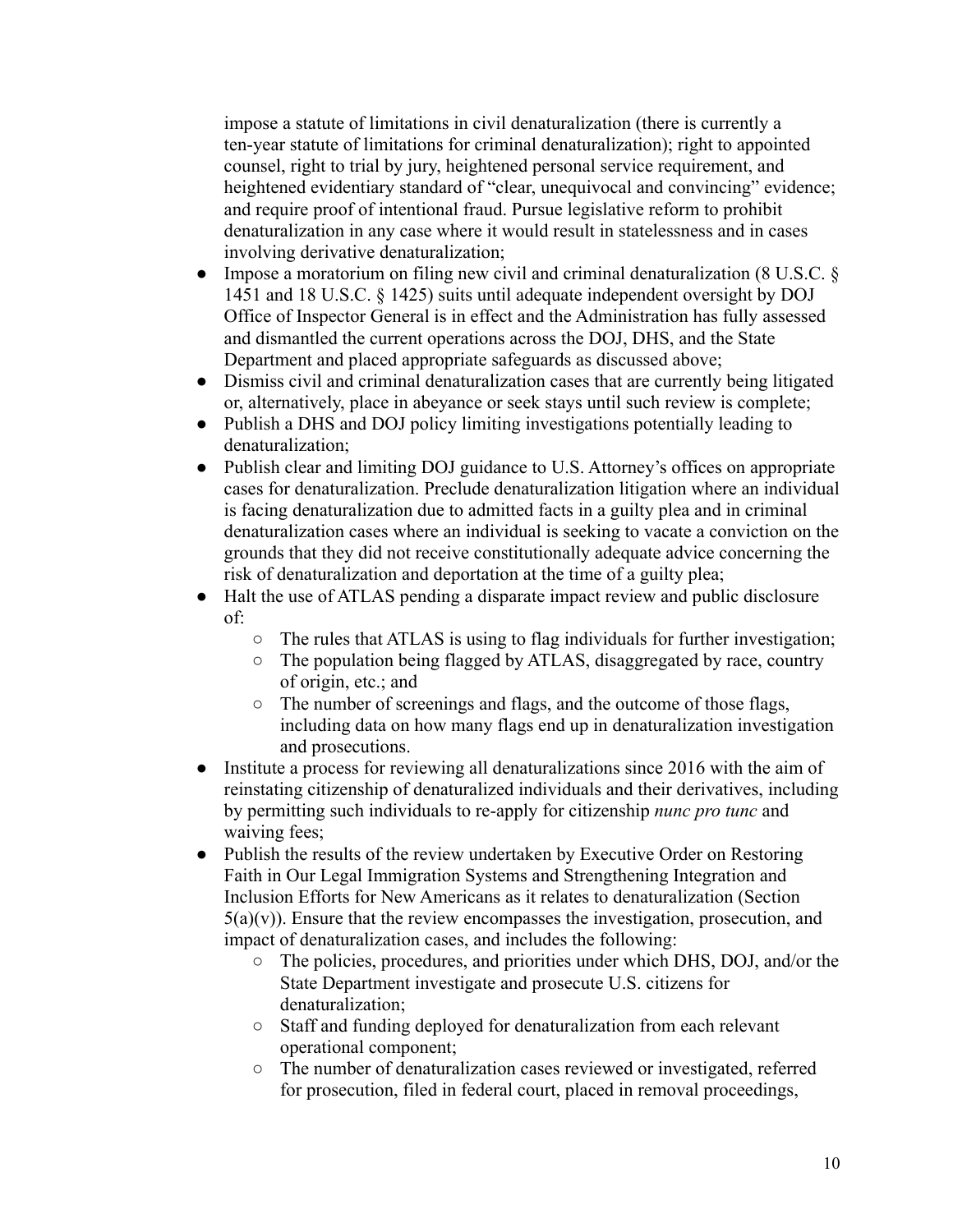impose a statute of limitations in civil denaturalization (there is currently a ten-year statute of limitations for criminal denaturalization); right to appointed counsel, right to trial by jury, heightened personal service requirement, and heightened evidentiary standard of "clear, unequivocal and convincing" evidence; and require proof of intentional fraud. Pursue legislative reform to prohibit denaturalization in any case where it would result in statelessness and in cases involving derivative denaturalization;

- Impose a moratorium on filing new civil and criminal denaturalization (8 U.S.C. § 1451 and 18 U.S.C. § 1425) suits until adequate independent oversight by DOJ Office of Inspector General is in effect and the Administration has fully assessed and dismantled the current operations across the DOJ, DHS, and the State Department and placed appropriate safeguards as discussed above;
- Dismiss civil and criminal denaturalization cases that are currently being litigated or, alternatively, place in abeyance or seek stays until such review is complete;
- Publish a DHS and DOJ policy limiting investigations potentially leading to denaturalization;
- Publish clear and limiting DOJ guidance to U.S. Attorney's offices on appropriate cases for denaturalization. Preclude denaturalization litigation where an individual is facing denaturalization due to admitted facts in a guilty plea and in criminal denaturalization cases where an individual is seeking to vacate a conviction on the grounds that they did not receive constitutionally adequate advice concerning the risk of denaturalization and deportation at the time of a guilty plea;
- Halt the use of ATLAS pending a disparate impact review and public disclosure of:
  - The rules that ATLAS is using to flag individuals for further investigation;
  - The population being flagged by ATLAS, disaggregated by race, country of origin, etc.; and
  - The number of screenings and flags, and the outcome of those flags, including data on how many flags end up in denaturalization investigation and prosecutions.
- Institute a process for reviewing all denaturalizations since 2016 with the aim of reinstating citizenship of denaturalized individuals and their derivatives, including by permitting such individuals to re-apply for citizenship *nunc pro tunc* and waiving fees;
- Publish the results of the review undertaken by Executive Order on Restoring Faith in Our Legal Immigration Systems and Strengthening Integration and Inclusion Efforts for New Americans as it relates to denaturalization (Section 5(a)(v)). Ensure that the review encompasses the investigation, prosecution, and impact of denaturalization cases, and includes the following:
  - The policies, procedures, and priorities under which DHS, DOJ, and/or the State Department investigate and prosecute U.S. citizens for denaturalization;
  - Staff and funding deployed for denaturalization from each relevant operational component;
  - The number of denaturalization cases reviewed or investigated, referred for prosecution, filed in federal court, placed in removal proceedings,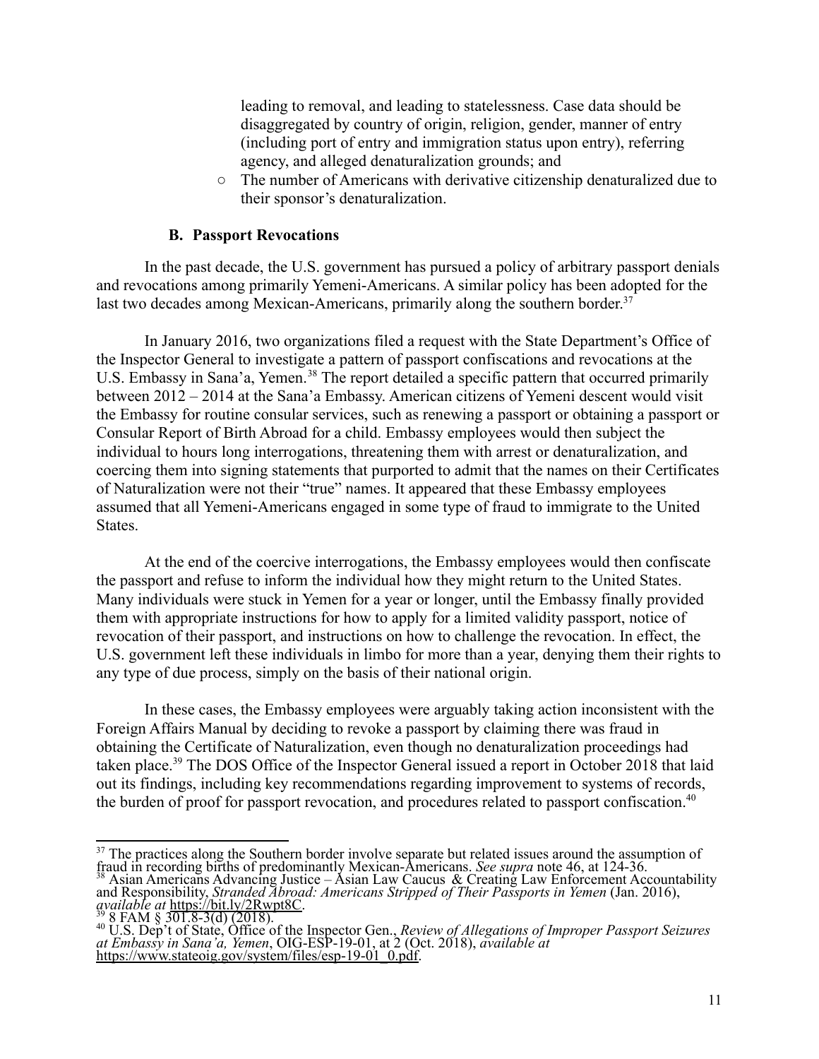leading to removal, and leading to statelessness. Case data should be disaggregated by country of origin, religion, gender, manner of entry (including port of entry and immigration status upon entry), referring agency, and alleged denaturalization grounds; and

- The number of Americans with derivative citizenship denaturalized due to their sponsor's denaturalization.

### B. Passport Revocations

In the past decade, the U.S. government has pursued a policy of arbitrary passport denials and revocations among primarily Yemeni-Americans. A similar policy has been adopted for the last two decades among Mexican-Americans, primarily along the southern border.[37]

In January 2016, two organizations filed a request with the State Department's Office of the Inspector General to investigate a pattern of passport confiscations and revocations at the U.S. Embassy in Sana'a, Yemen.[38] The report detailed a specific pattern that occurred primarily between 2012 – 2014 at the Sana'a Embassy. American citizens of Yemeni descent would visit the Embassy for routine consular services, such as renewing a passport or obtaining a passport or Consular Report of Birth Abroad for a child. Embassy employees would then subject the individual to hours long interrogations, threatening them with arrest or denaturalization, and coercing them into signing statements that purported to admit that the names on their Certificates of Naturalization were not their "true" names. It appeared that these Embassy employees assumed that all Yemeni-Americans engaged in some type of fraud to immigrate to the United States.

At the end of the coercive interrogations, the Embassy employees would then confiscate the passport and refuse to inform the individual how they might return to the United States. Many individuals were stuck in Yemen for a year or longer, until the Embassy finally provided them with appropriate instructions for how to apply for a limited validity passport, notice of revocation of their passport, and instructions on how to challenge the revocation. In effect, the U.S. government left these individuals in limbo for more than a year, denying them their rights to any type of due process, simply on the basis of their national origin.

In these cases, the Embassy employees were arguably taking action inconsistent with the Foreign Affairs Manual by deciding to revoke a passport by claiming there was fraud in obtaining the Certificate of Naturalization, even though no denaturalization proceedings had taken place.[39] The DOS Office of the Inspector General issued a report in October 2018 that laid out its findings, including key recommendations regarding improvement to systems of records, the burden of proof for passport revocation, and procedures related to passport confiscation.[40]

---

[37] The practices along the Southern border involve separate but related issues around the assumption of fraud in recording births of predominantly Mexican-Americans. *See supra* note 46, at 124-36.

[38] Asian Americans Advancing Justice – Asian Law Caucus & Creating Law Enforcement Accountability and Responsibility, *Stranded Abroad: Americans Stripped of Their Passports in Yemen* (Jan. 2016), *available at* https://bit.ly/2Rwpt8C.

[39] 8 FAM § 301.8-3(d) (2018).

[40] U.S. Dep't of State, Office of the Inspector Gen., *Review of Allegations of Improper Passport Seizures at Embassy in Sana'a, Yemen*, OIG-ESP-19-01, at 2 (Oct. 2018), *available at* https://www.stateoig.gov/system/files/esp-19-01_0.pdf.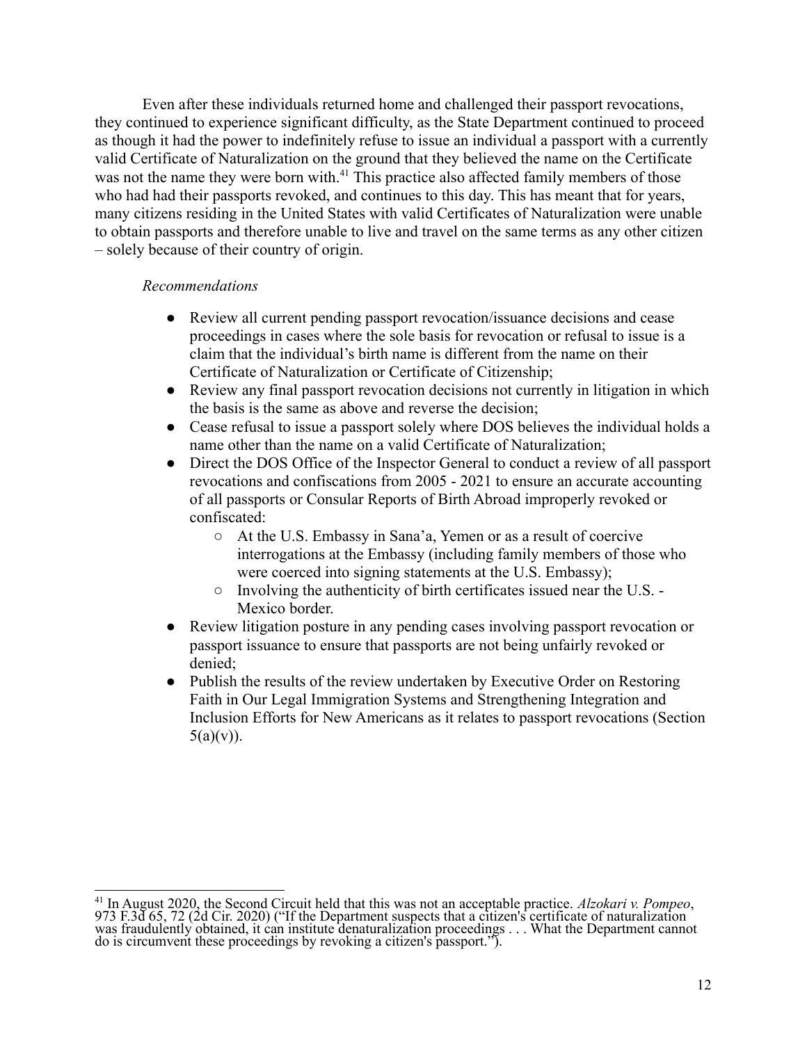Even after these individuals returned home and challenged their passport revocations, they continued to experience significant difficulty, as the State Department continued to proceed as though it had the power to indefinitely refuse to issue an individual a passport with a currently valid Certificate of Naturalization on the ground that they believed the name on the Certificate was not the name they were born with.[41] This practice also affected family members of those who had had their passports revoked, and continues to this day. This has meant that for years, many citizens residing in the United States with valid Certificates of Naturalization were unable to obtain passports and therefore unable to live and travel on the same terms as any other citizen – solely because of their country of origin.

*Recommendations*

- Review all current pending passport revocation/issuance decisions and cease proceedings in cases where the sole basis for revocation or refusal to issue is a claim that the individual's birth name is different from the name on their Certificate of Naturalization or Certificate of Citizenship;
- Review any final passport revocation decisions not currently in litigation in which the basis is the same as above and reverse the decision;
- Cease refusal to issue a passport solely where DOS believes the individual holds a name other than the name on a valid Certificate of Naturalization;
- Direct the DOS Office of the Inspector General to conduct a review of all passport revocations and confiscations from 2005 - 2021 to ensure an accurate accounting of all passports or Consular Reports of Birth Abroad improperly revoked or confiscated:
  - At the U.S. Embassy in Sana'a, Yemen or as a result of coercive interrogations at the Embassy (including family members of those who were coerced into signing statements at the U.S. Embassy);
  - Involving the authenticity of birth certificates issued near the U.S. - Mexico border.
- Review litigation posture in any pending cases involving passport revocation or passport issuance to ensure that passports are not being unfairly revoked or denied;
- Publish the results of the review undertaken by Executive Order on Restoring Faith in Our Legal Immigration Systems and Strengthening Integration and Inclusion Efforts for New Americans as it relates to passport revocations (Section 5(a)(v)).

---

[41] In August 2020, the Second Circuit held that this was not an acceptable practice. *Alzokari v. Pompeo*, 973 F.3d 65, 72 (2d Cir. 2020) ("If the Department suspects that a citizen's certificate of naturalization was fraudulently obtained, it can institute denaturalization proceedings . . . What the Department cannot do is circumvent these proceedings by revoking a citizen's passport.").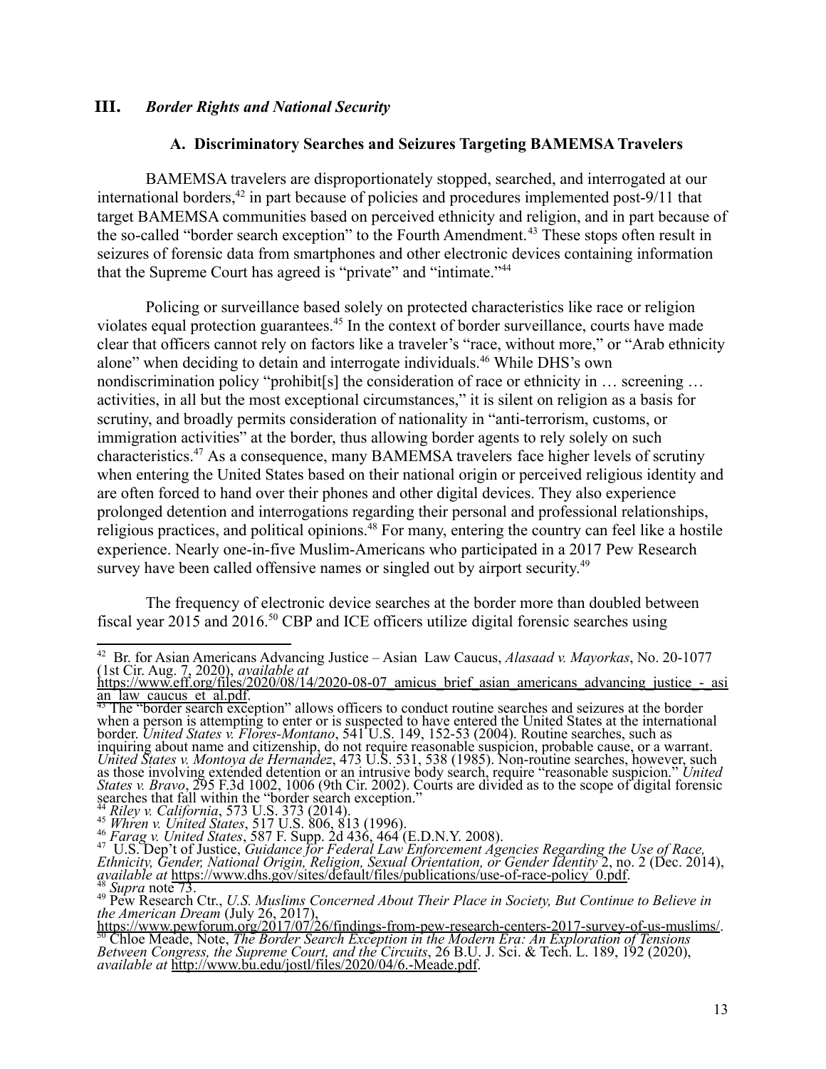## III. *Border Rights and National Security*

### A. Discriminatory Searches and Seizures Targeting BAMEMSA Travelers

BAMEMSA travelers are disproportionately stopped, searched, and interrogated at our international borders,[42] in part because of policies and procedures implemented post-9/11 that target BAMEMSA communities based on perceived ethnicity and religion, and in part because of the so-called "border search exception" to the Fourth Amendment.[43] These stops often result in seizures of forensic data from smartphones and other electronic devices containing information that the Supreme Court has agreed is "private" and "intimate."[44]

Policing or surveillance based solely on protected characteristics like race or religion violates equal protection guarantees.[45] In the context of border surveillance, courts have made clear that officers cannot rely on factors like a traveler's "race, without more," or "Arab ethnicity alone" when deciding to detain and interrogate individuals.[46] While DHS's own nondiscrimination policy "prohibit[s] the consideration of race or ethnicity in … screening … activities, in all but the most exceptional circumstances," it is silent on religion as a basis for scrutiny, and broadly permits consideration of nationality in "anti-terrorism, customs, or immigration activities" at the border, thus allowing border agents to rely solely on such characteristics.[47] As a consequence, many BAMEMSA travelers face higher levels of scrutiny when entering the United States based on their national origin or perceived religious identity and are often forced to hand over their phones and other digital devices. They also experience prolonged detention and interrogations regarding their personal and professional relationships, religious practices, and political opinions.[48] For many, entering the country can feel like a hostile experience. Nearly one-in-five Muslim-Americans who participated in a 2017 Pew Research survey have been called offensive names or singled out by airport security.[49]

The frequency of electronic device searches at the border more than doubled between fiscal year 2015 and 2016.[50] CBP and ICE officers utilize digital forensic searches using

---

[42] Br. for Asian Americans Advancing Justice – Asian Law Caucus, *Alasaad v. Mayorkas*, No. 20-1077 (1st Cir. Aug. 7, 2020), *available at* https://www.eff.org/files/2020/08/14/2020-08-07_amicus_brief_asian_americans_advancing_justice_-_asian_law_caucus_et_al.pdf.

[43] The "border search exception" allows officers to conduct routine searches and seizures at the border when a person is attempting to enter or is suspected to have entered the United States at the international border. *United States v. Flores-Montano*, 541 U.S. 149, 152-53 (2004). Routine searches, such as inquiring about name and citizenship, do not require reasonable suspicion, probable cause, or a warrant. *United States v. Montoya de Hernandez*, 473 U.S. 531, 538 (1985). Non-routine searches, however, such as those involving extended detention or an intrusive body search, require "reasonable suspicion." *United States v. Bravo*, 295 F.3d 1002, 1006 (9th Cir. 2002). Courts are divided as to the scope of digital forensic searches that fall within the "border search exception."

[44] *Riley v. California*, 573 U.S. 373 (2014).

[45] *Whren v. United States*, 517 U.S. 806, 813 (1996).

[46] *Farag v. United States*, 587 F. Supp. 2d 436, 464 (E.D.N.Y. 2008).

[47] U.S. Dep't of Justice, *Guidance for Federal Law Enforcement Agencies Regarding the Use of Race, Ethnicity, Gender, National Origin, Religion, Sexual Orientation, or Gender Identity* 2, no. 2 (Dec. 2014), *available at* https://www.dhs.gov/sites/default/files/publications/use-of-race-policy_0.pdf.

[48] *Supra* note 73.

[49] Pew Research Ctr., *U.S. Muslims Concerned About Their Place in Society, But Continue to Believe in the American Dream* (July 26, 2017), https://www.pewforum.org/2017/07/26/findings-from-pew-research-centers-2017-survey-of-us-muslims/.

[50] Chloe Meade, Note, *The Border Search Exception in the Modern Era: An Exploration of Tensions Between Congress, the Supreme Court, and the Circuits*, 26 B.U. J. Sci. & Tech. L. 189, 192 (2020), *available at* http://www.bu.edu/jostl/files/2020/04/6.-Meade.pdf.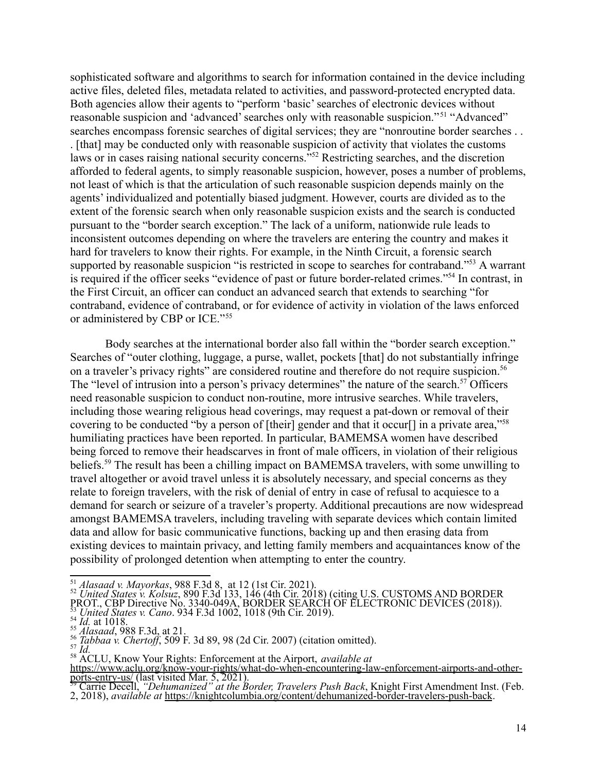sophisticated software and algorithms to search for information contained in the device including active files, deleted files, metadata related to activities, and password-protected encrypted data. Both agencies allow their agents to "perform 'basic' searches of electronic devices without reasonable suspicion and 'advanced' searches only with reasonable suspicion."[51] "Advanced" searches encompass forensic searches of digital services; they are "nonroutine border searches . . . [that] may be conducted only with reasonable suspicion of activity that violates the customs laws or in cases raising national security concerns."[52] Restricting searches, and the discretion afforded to federal agents, to simply reasonable suspicion, however, poses a number of problems, not least of which is that the articulation of such reasonable suspicion depends mainly on the agents' individualized and potentially biased judgment. However, courts are divided as to the extent of the forensic search when only reasonable suspicion exists and the search is conducted pursuant to the "border search exception." The lack of a uniform, nationwide rule leads to inconsistent outcomes depending on where the travelers are entering the country and makes it hard for travelers to know their rights. For example, in the Ninth Circuit, a forensic search supported by reasonable suspicion "is restricted in scope to searches for contraband."[53] A warrant is required if the officer seeks "evidence of past or future border-related crimes."[54] In contrast, in the First Circuit, an officer can conduct an advanced search that extends to searching "for contraband, evidence of contraband, or for evidence of activity in violation of the laws enforced or administered by CBP or ICE."[55]

Body searches at the international border also fall within the "border search exception." Searches of "outer clothing, luggage, a purse, wallet, pockets [that] do not substantially infringe on a traveler's privacy rights" are considered routine and therefore do not require suspicion.[56] The "level of intrusion into a person's privacy determines" the nature of the search.[57] Officers need reasonable suspicion to conduct non-routine, more intrusive searches. While travelers, including those wearing religious head coverings, may request a pat-down or removal of their covering to be conducted "by a person of [their] gender and that it occur[] in a private area,"[58] humiliating practices have been reported. In particular, BAMEMSA women have described being forced to remove their headscarves in front of male officers, in violation of their religious beliefs.[59] The result has been a chilling impact on BAMEMSA travelers, with some unwilling to travel altogether or avoid travel unless it is absolutely necessary, and special concerns as they relate to foreign travelers, with the risk of denial of entry in case of refusal to acquiesce to a demand for search or seizure of a traveler's property. Additional precautions are now widespread amongst BAMEMSA travelers, including traveling with separate devices which contain limited data and allow for basic communicative functions, backing up and then erasing data from existing devices to maintain privacy, and letting family members and acquaintances know of the possibility of prolonged detention when attempting to enter the country.

---

[51] *Alasaad v. Mayorkas*, 988 F.3d 8, at 12 (1st Cir. 2021).

[52] *United States v. Kolsuz*, 890 F.3d 133, 146 (4th Cir. 2018) (citing U.S. CUSTOMS AND BORDER PROT., CBP Directive No. 3340-049A, BORDER SEARCH OF ELECTRONIC DEVICES (2018)).

[53] *United States v. Cano*. 934 F.3d 1002, 1018 (9th Cir. 2019).

[54] *Id.* at 1018.

[55] *Alasaad*, 988 F.3d, at 21.

[56] *Tabbaa v. Chertoff*, 509 F. 3d 89, 98 (2d Cir. 2007) (citation omitted).

[57] *Id.*

[58] ACLU, Know Your Rights: Enforcement at the Airport, *available at* https://www.aclu.org/know-your-rights/what-do-when-encountering-law-enforcement-airports-and-other-ports-entry-us/ (last visited Mar. 5, 2021).

[59] Carrie Decell, *"Dehumanized" at the Border, Travelers Push Back*, Knight First Amendment Inst. (Feb. 2, 2018), *available at* https://knightcolumbia.org/content/dehumanized-border-travelers-push-back.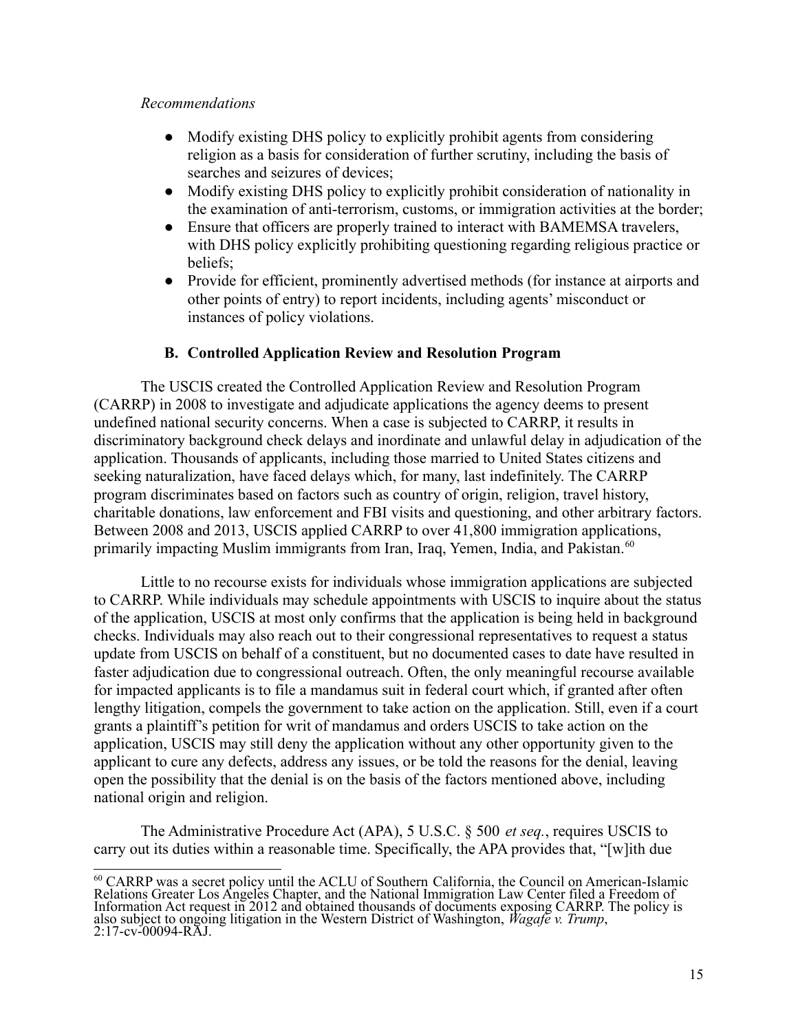*Recommendations*

- Modify existing DHS policy to explicitly prohibit agents from considering religion as a basis for consideration of further scrutiny, including the basis of searches and seizures of devices;
- Modify existing DHS policy to explicitly prohibit consideration of nationality in the examination of anti-terrorism, customs, or immigration activities at the border;
- Ensure that officers are properly trained to interact with BAMEMSA travelers, with DHS policy explicitly prohibiting questioning regarding religious practice or beliefs;
- Provide for efficient, prominently advertised methods (for instance at airports and other points of entry) to report incidents, including agents' misconduct or instances of policy violations.

### B. Controlled Application Review and Resolution Program

The USCIS created the Controlled Application Review and Resolution Program (CARRP) in 2008 to investigate and adjudicate applications the agency deems to present undefined national security concerns. When a case is subjected to CARRP, it results in discriminatory background check delays and inordinate and unlawful delay in adjudication of the application. Thousands of applicants, including those married to United States citizens and seeking naturalization, have faced delays which, for many, last indefinitely. The CARRP program discriminates based on factors such as country of origin, religion, travel history, charitable donations, law enforcement and FBI visits and questioning, and other arbitrary factors. Between 2008 and 2013, USCIS applied CARRP to over 41,800 immigration applications, primarily impacting Muslim immigrants from Iran, Iraq, Yemen, India, and Pakistan.[60]

Little to no recourse exists for individuals whose immigration applications are subjected to CARRP. While individuals may schedule appointments with USCIS to inquire about the status of the application, USCIS at most only confirms that the application is being held in background checks. Individuals may also reach out to their congressional representatives to request a status update from USCIS on behalf of a constituent, but no documented cases to date have resulted in faster adjudication due to congressional outreach. Often, the only meaningful recourse available for impacted applicants is to file a mandamus suit in federal court which, if granted after often lengthy litigation, compels the government to take action on the application. Still, even if a court grants a plaintiff's petition for writ of mandamus and orders USCIS to take action on the application, USCIS may still deny the application without any other opportunity given to the applicant to cure any defects, address any issues, or be told the reasons for the denial, leaving open the possibility that the denial is on the basis of the factors mentioned above, including national origin and religion.

The Administrative Procedure Act (APA), 5 U.S.C. § 500 *et seq.*, requires USCIS to carry out its duties within a reasonable time. Specifically, the APA provides that, "[w]ith due

---

[60] CARRP was a secret policy until the ACLU of Southern California, the Council on American-Islamic Relations Greater Los Angeles Chapter, and the National Immigration Law Center filed a Freedom of Information Act request in 2012 and obtained thousands of documents exposing CARRP. The policy is also subject to ongoing litigation in the Western District of Washington, *Wagafe v. Trump*, 2:17-cv-00094-RAJ.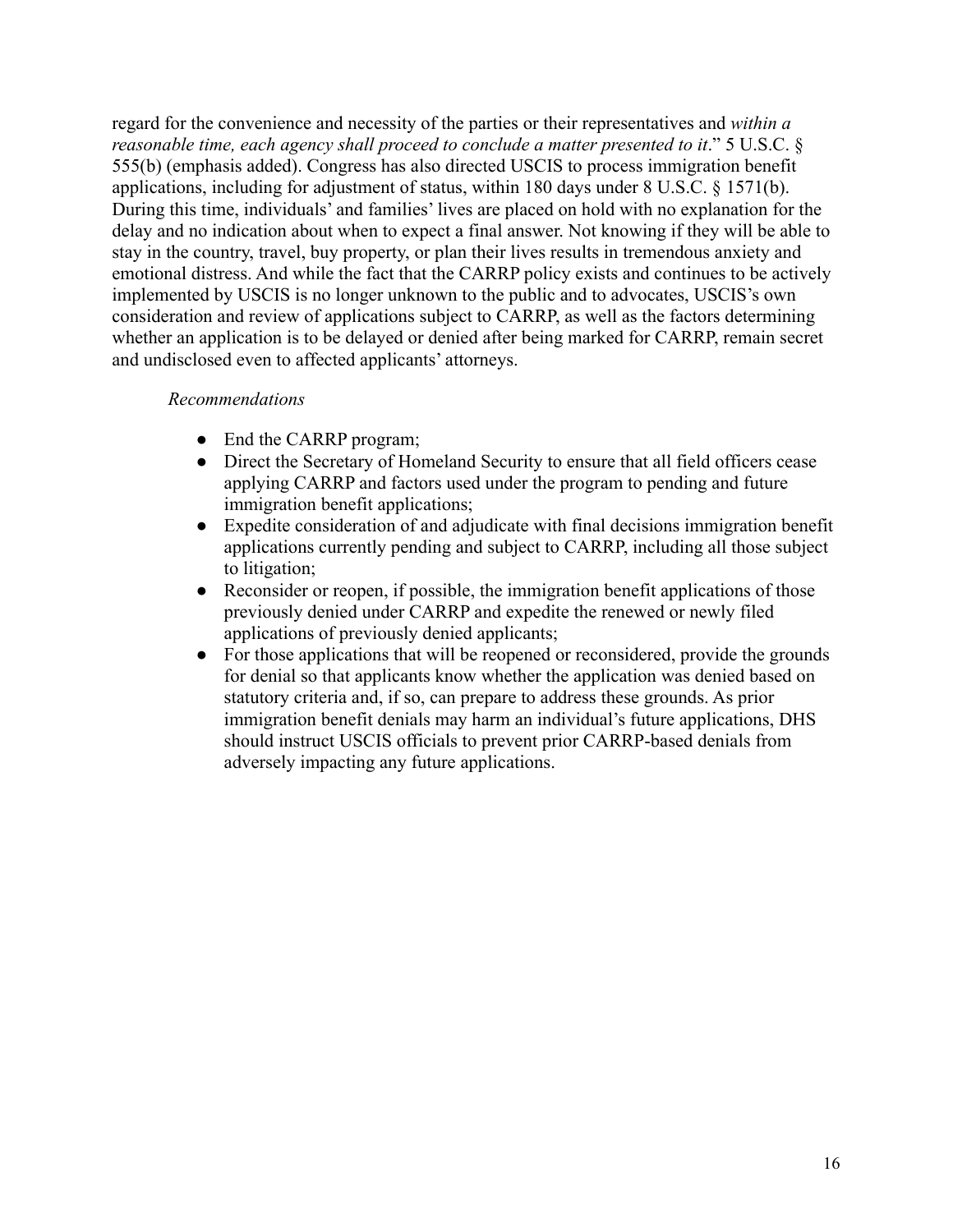regard for the convenience and necessity of the parties or their representatives and *within a reasonable time, each agency shall proceed to conclude a matter presented to it*." 5 U.S.C. § 555(b) (emphasis added). Congress has also directed USCIS to process immigration benefit applications, including for adjustment of status, within 180 days under 8 U.S.C. § 1571(b). During this time, individuals' and families' lives are placed on hold with no explanation for the delay and no indication about when to expect a final answer. Not knowing if they will be able to stay in the country, travel, buy property, or plan their lives results in tremendous anxiety and emotional distress. And while the fact that the CARRP policy exists and continues to be actively implemented by USCIS is no longer unknown to the public and to advocates, USCIS's own consideration and review of applications subject to CARRP, as well as the factors determining whether an application is to be delayed or denied after being marked for CARRP, remain secret and undisclosed even to affected applicants' attorneys.

*Recommendations*

- End the CARRP program;
- Direct the Secretary of Homeland Security to ensure that all field officers cease applying CARRP and factors used under the program to pending and future immigration benefit applications;
- Expedite consideration of and adjudicate with final decisions immigration benefit applications currently pending and subject to CARRP, including all those subject to litigation;
- Reconsider or reopen, if possible, the immigration benefit applications of those previously denied under CARRP and expedite the renewed or newly filed applications of previously denied applicants;
- For those applications that will be reopened or reconsidered, provide the grounds for denial so that applicants know whether the application was denied based on statutory criteria and, if so, can prepare to address these grounds. As prior immigration benefit denials may harm an individual's future applications, DHS should instruct USCIS officials to prevent prior CARRP-based denials from adversely impacting any future applications.